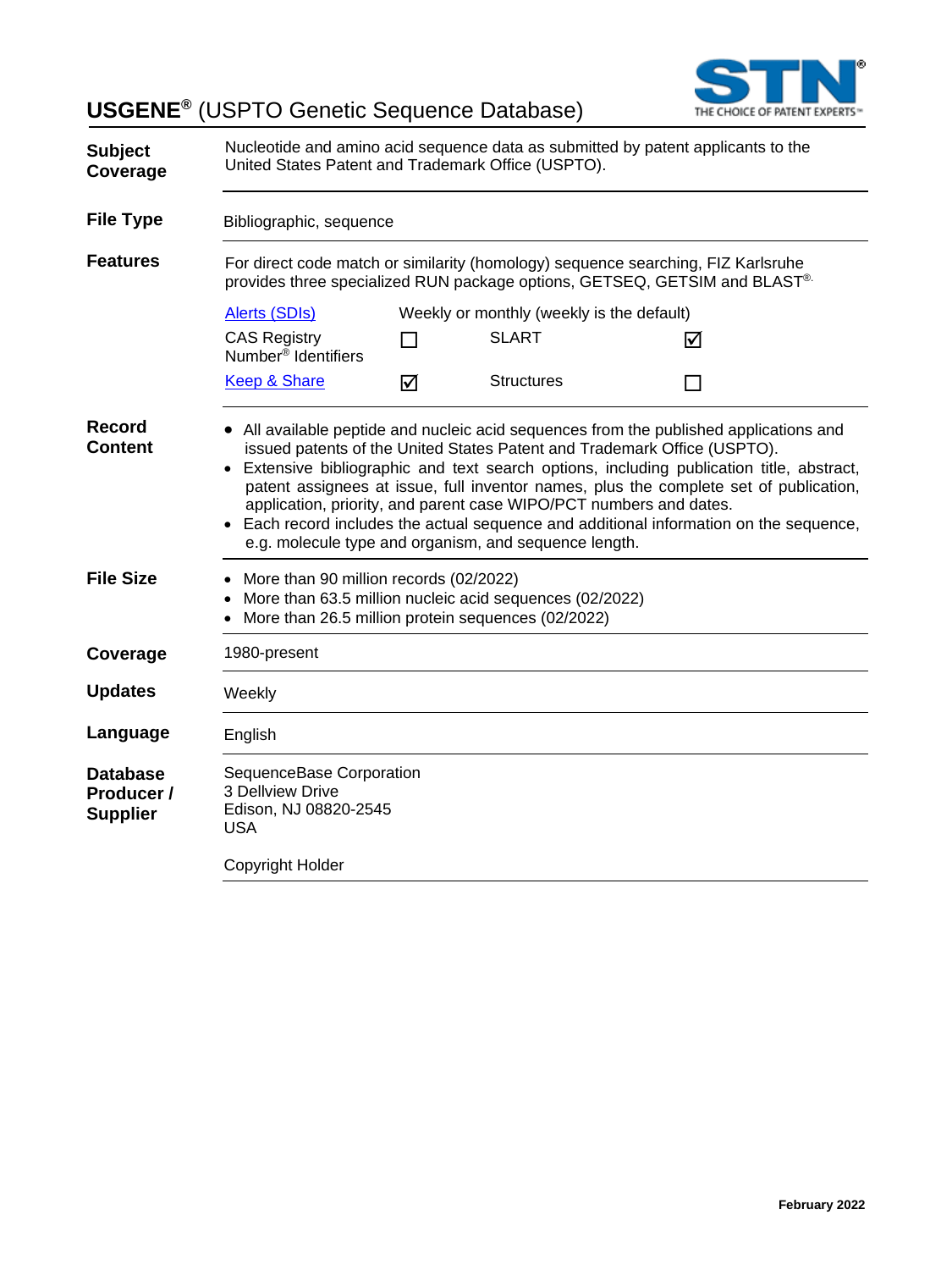# USGENE® (USPTO Genetic Sequence Database)

**Subject Coverage**

Nucleotide and amino acid sequence data as submitted by patent applicants to the United States Patent and Trademark Office (USPTO).

**File Type**

Bibliographic, sequence

**Features**

For direct code match or similarity (homology) sequence searching, FIZ Karlsruhe provides three specialized RUN package options, GETSEQ, GETSIM and BLAST®.

| | | | |
|---|---|---|---|
| Alerts (SDIs) | Weekly or monthly (weekly is the default) | | |
| CAS Registry Number® Identifiers | ☐ | SLART | ☑ |
| Keep & Share | ☑ | Structures | ☐ |

**Record Content**

- All available peptide and nucleic acid sequences from the published applications and issued patents of the United States Patent and Trademark Office (USPTO).
- Extensive bibliographic and text search options, including publication title, abstract, patent assignees at issue, full inventor names, plus the complete set of publication, application, priority, and parent case WIPO/PCT numbers and dates.
- Each record includes the actual sequence and additional information on the sequence, e.g. molecule type and organism, and sequence length.

**File Size**

- More than 90 million records (02/2022)
- More than 63.5 million nucleic acid sequences (02/2022)
- More than 26.5 million protein sequences (02/2022)

**Coverage**

1980-present

**Updates**

Weekly

**Language**

English

**Database Producer / Supplier**

SequenceBase Corporation
3 Dellview Drive
Edison, NJ 08820-2545
USA

Copyright Holder

February 2022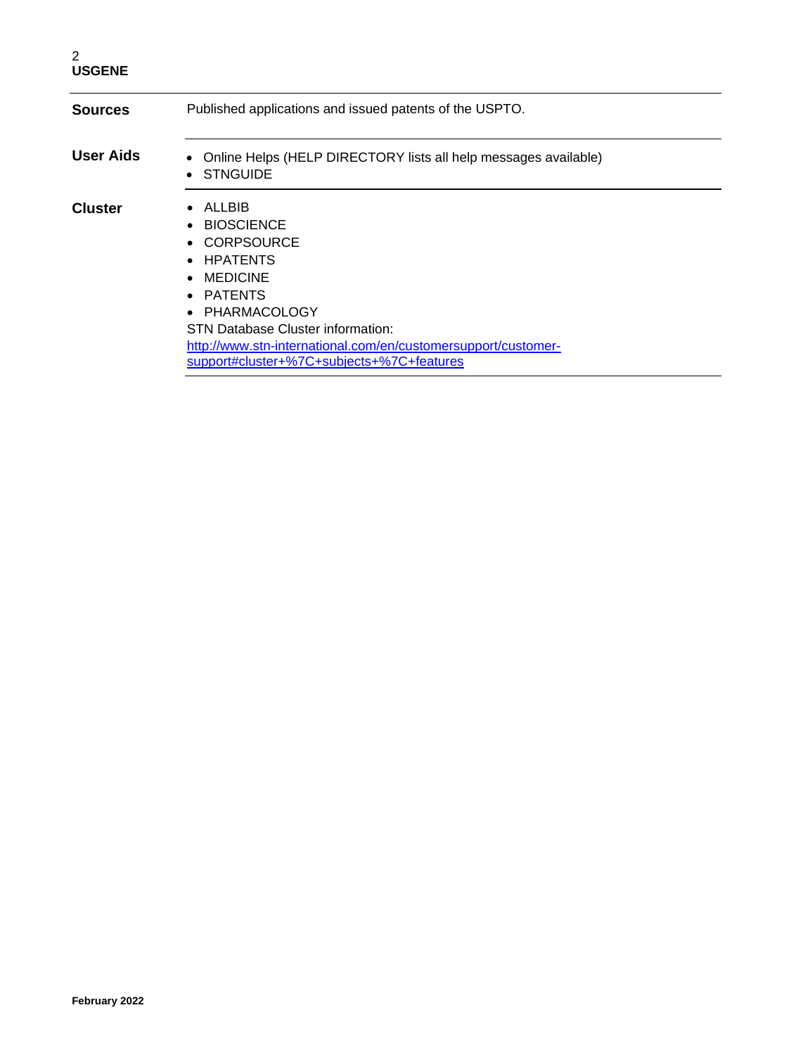| | |
|---|---|
| **Sources** | Published applications and issued patents of the USPTO. |
| **User Aids** | • Online Helps (HELP DIRECTORY lists all help messages available)<br>• STNGUIDE |
| **Cluster** | • ALLBIB<br>• BIOSCIENCE<br>• CORPSOURCE<br>• HPATENTS<br>• MEDICINE<br>• PATENTS<br>• PHARMACOLOGY<br>STN Database Cluster information:<br>[http://www.stn-international.com/en/customersupport/customer-support#cluster+%7C+subjects+%7C+features](http://www.stn-international.com/en/customersupport/customer-support#cluster+%7C+subjects+%7C+features) |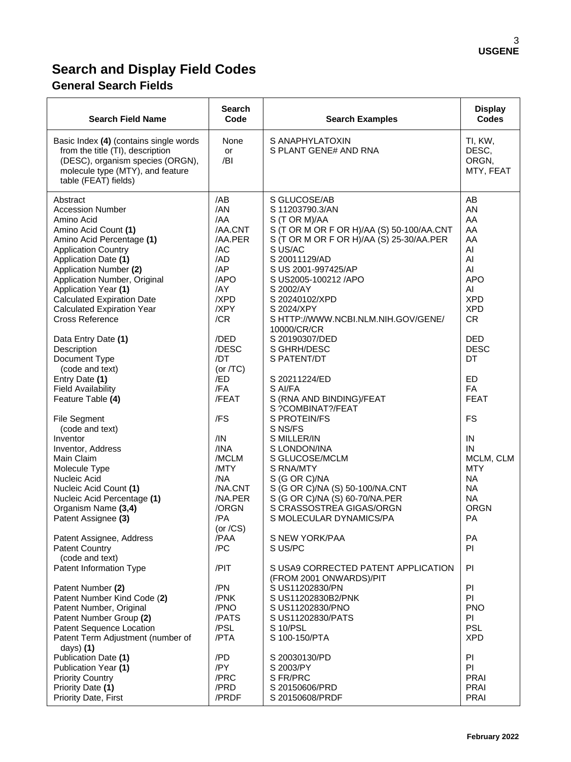# Search and Display Field Codes

## General Search Fields

| Search Field Name | Search Code | Search Examples | Display Codes |
|---|---|---|---|
| Basic Index **(4)** (contains single words from the title (TI), description (DESC), organism species (ORGN), molecule type (MTY), and feature table (FEAT) fields) | None or /BI | S ANAPHYLATOXIN<br>S PLANT GENE# AND RNA | TI, KW, DESC, ORGN, MTY, FEAT |
| Abstract | /AB | S GLUCOSE/AB | AB |
| Accession Number | /AN | S 11203790.3/AN | AN |
| Amino Acid | /AA | S (T OR M)/AA | AA |
| Amino Acid Count **(1)** | /AA.CNT | S (T OR M OR F OR H)/AA (S) 50-100/AA.CNT | AA |
| Amino Acid Percentage **(1)** | /AA.PER | S (T OR M OR F OR H)/AA (S) 25-30/AA.PER | AA |
| Application Country | /AC | S US/AC | AI |
| Application Date **(1)** | /AD | S 20011129/AD | AI |
| Application Number **(2)** | /AP | S US 2001-997425/AP | AI |
| Application Number, Original | /APO | S US2005-100212 /APO | APO |
| Application Year **(1)** | /AY | S 2002/AY | AI |
| Calculated Expiration Date | /XPD | S 20240102/XPD | XPD |
| Calculated Expiration Year | /XPY | S 2024/XPY | XPD |
| Cross Reference | /CR | S HTTP://WWW.NCBI.NLM.NIH.GOV/GENE/ 10000/CR/CR | CR |
| Data Entry Date **(1)** | /DED | S 20190307/DED | DED |
| Description | /DESC | S GHRH/DESC | DESC |
| Document Type (code and text) | /DT (or /TC) | S PATENT/DT | DT |
| Entry Date **(1)** | /ED | S 20211224/ED | ED |
| Field Availability | /FA | S AI/FA | FA |
| Feature Table **(4)** | /FEAT | S (RNA AND BINDING)/FEAT<br>S ?COMBINAT?/FEAT | FEAT |
| File Segment (code and text) | /FS | S PROTEIN/FS<br>S NS/FS | FS |
| Inventor | /IN | S MILLER/IN | IN |
| Inventor, Address | /INA | S LONDON/INA | IN |
| Main Claim | /MCLM | S GLUCOSE/MCLM | MCLM, CLM |
| Molecule Type | /MTY | S RNA/MTY | MTY |
| Nucleic Acid | /NA | S (G OR C)/NA | NA |
| Nucleic Acid Count **(1)** | /NA.CNT | S (G OR C)/NA (S) 50-100/NA.CNT | NA |
| Nucleic Acid Percentage **(1)** | /NA.PER | S (G OR C)/NA (S) 60-70/NA.PER | NA |
| Organism Name **(3,4)** | /ORGN | S CRASSOSTREA GIGAS/ORGN | ORGN |
| Patent Assignee **(3)** | /PA (or /CS) | S MOLECULAR DYNAMICS/PA | PA |
| Patent Assignee, Address | /PAA | S NEW YORK/PAA | PA |
| Patent Country (code and text) | /PC | S US/PC | PI |
| Patent Information Type | /PIT | S USA9 CORRECTED PATENT APPLICATION (FROM 2001 ONWARDS)/PIT | PI |
| Patent Number **(2)** | /PN | S US11202830/PN | PI |
| Patent Number Kind Code (**2**) | /PNK | S US11202830B2/PNK | PI |
| Patent Number, Original | /PNO | S US11202830/PNO | PNO |
| Patent Number Group **(2)** | /PATS | S US11202830/PATS | PI |
| Patent Sequence Location | /PSL | S 10/PSL | PSL |
| Patent Term Adjustment (number of days) **(1)** | /PTA | S 100-150/PTA | XPD |
| Publication Date **(1)** | /PD | S 20030130/PD | PI |
| Publication Year **(1)** | /PY | S 2003/PY | PI |
| Priority Country | /PRC | S FR/PRC | PRAI |
| Priority Date **(1)** | /PRD | S 20150606/PRD | PRAI |
| Priority Date, First | /PRDF | S 20150608/PRDF | PRAI |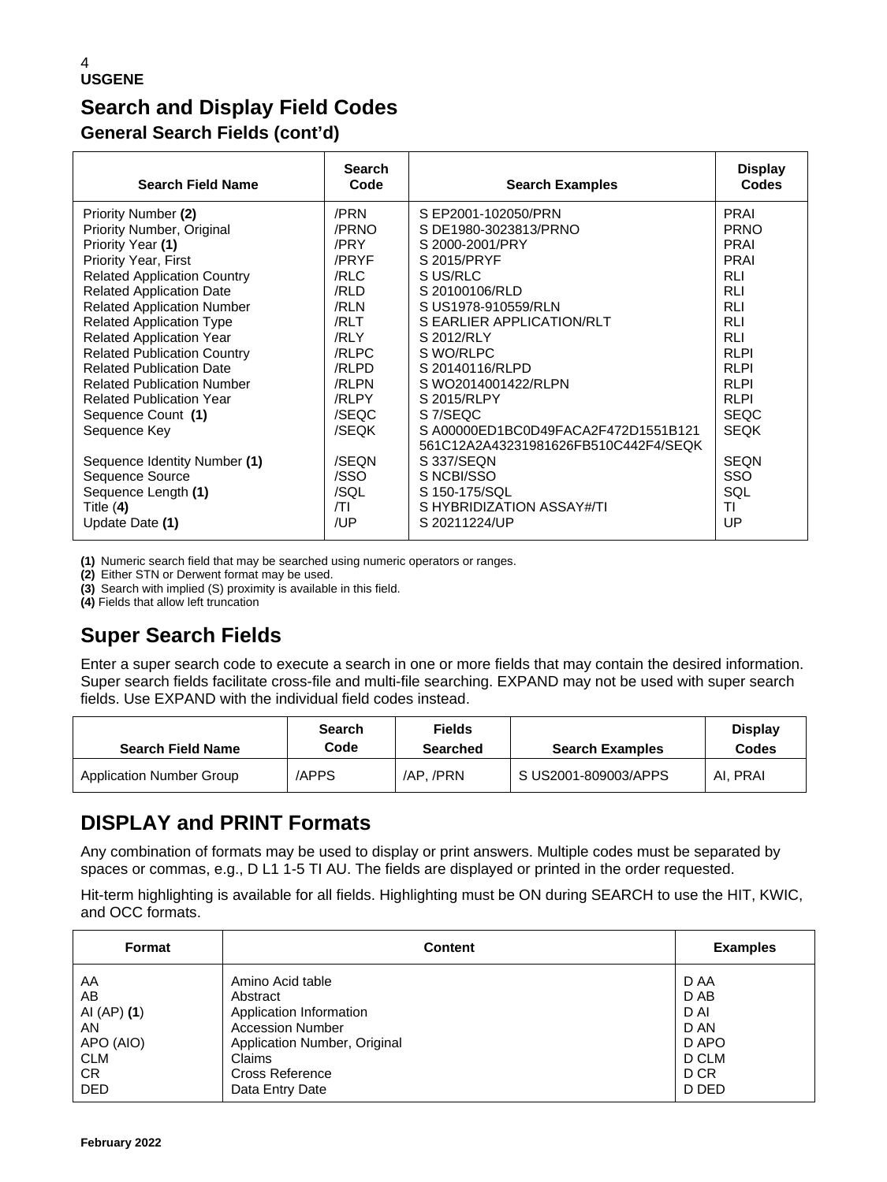## Search and Display Field Codes

### General Search Fields (cont'd)

| Search Field Name | Search Code | Search Examples | Display Codes |
|---|---|---|---|
| Priority Number **(2)** | /PRN | S EP2001-102050/PRN | PRAI |
| Priority Number, Original | /PRNO | S DE1980-3023813/PRNO | PRNO |
| Priority Year **(1)** | /PRY | S 2000-2001/PRY | PRAI |
| Priority Year, First | /PRYF | S 2015/PRYF | PRAI |
| Related Application Country | /RLC | S US/RLC | RLI |
| Related Application Date | /RLD | S 20100106/RLD | RLI |
| Related Application Number | /RLN | S US1978-910559/RLN | RLI |
| Related Application Type | /RLT | S EARLIER APPLICATION/RLT | RLI |
| Related Application Year | /RLY | S 2012/RLY | RLI |
| Related Publication Country | /RLPC | S WO/RLPC | RLPI |
| Related Publication Date | /RLPD | S 20140116/RLPD | RLPI |
| Related Publication Number | /RLPN | S WO2014001422/RLPN | RLPI |
| Related Publication Year | /RLPY | S 2015/RLPY | RLPI |
| Sequence Count **(1)** | /SEQC | S 7/SEQC | SEQC |
| Sequence Key | /SEQK | S A00000ED1BC0D49FACA2F472D1551B121 561C12A2A43231981626FB510C442F4/SEQK | SEQK |
| Sequence Identity Number **(1)** | /SEQN | S 337/SEQN | SEQN |
| Sequence Source | /SSO | S NCBI/SSO | SSO |
| Sequence Length **(1)** | /SQL | S 150-175/SQL | SQL |
| Title (**4**) | /TI | S HYBRIDIZATION ASSAY#/TI | TI |
| Update Date **(1)** | /UP | S 20211224/UP | UP |

**(1)** Numeric search field that may be searched using numeric operators or ranges.
**(2)** Either STN or Derwent format may be used.
**(3)** Search with implied (S) proximity is available in this field.
**(4)** Fields that allow left truncation

## Super Search Fields

Enter a super search code to execute a search in one or more fields that may contain the desired information. Super search fields facilitate cross-file and multi-file searching. EXPAND may not be used with super search fields. Use EXPAND with the individual field codes instead.

| Search Field Name | Search Code | Fields Searched | Search Examples | Display Codes |
|---|---|---|---|---|
| Application Number Group | /APPS | /AP, /PRN | S US2001-809003/APPS | AI, PRAI |

## DISPLAY and PRINT Formats

Any combination of formats may be used to display or print answers. Multiple codes must be separated by spaces or commas, e.g., D L1 1-5 TI AU. The fields are displayed or printed in the order requested.

Hit-term highlighting is available for all fields. Highlighting must be ON during SEARCH to use the HIT, KWIC, and OCC formats.

| Format | Content | Examples |
|---|---|---|
| AA | Amino Acid table | D AA |
| AB | Abstract | D AB |
| AI (AP) **(1)** | Application Information | D AI |
| AN | Accession Number | D AN |
| APO (AIO) | Application Number, Original | D APO |
| CLM | Claims | D CLM |
| CR | Cross Reference | D CR |
| DED | Data Entry Date | D DED |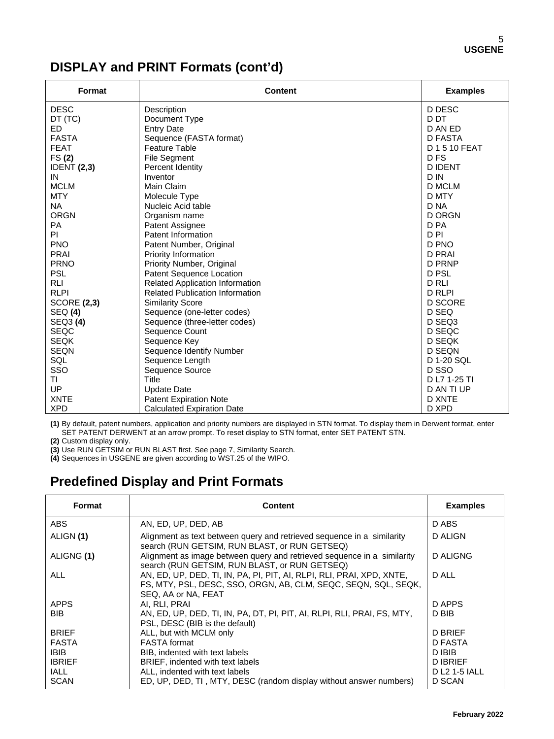## DISPLAY and PRINT Formats (cont'd)

| Format | Content | Examples |
|---|---|---|
| DESC | Description | D DESC |
| DT (TC) | Document Type | D DT |
| ED | Entry Date | D AN ED |
| FASTA | Sequence (FASTA format) | D FASTA |
| FEAT | Feature Table | D 1 5 10 FEAT |
| FS **(2)** | File Segment | D FS |
| IDENT **(2,3)** | Percent Identity | D IDENT |
| IN | Inventor | D IN |
| MCLM | Main Claim | D MCLM |
| MTY | Molecule Type | D MTY |
| NA | Nucleic Acid table | D NA |
| ORGN | Organism name | D ORGN |
| PA | Patent Assignee | D PA |
| PI | Patent Information | D PI |
| PNO | Patent Number, Original | D PNO |
| PRAI | Priority Information | D PRAI |
| PRNO | Priority Number, Original | D PRNP |
| PSL | Patent Sequence Location | D PSL |
| RLI | Related Application Information | D RLI |
| RLPI | Related Publication Information | D RLPI |
| SCORE **(2,3)** | Similarity Score | D SCORE |
| SEQ **(4)** | Sequence (one-letter codes) | D SEQ |
| SEQ3 **(4)** | Sequence (three-letter codes) | D SEQ3 |
| SEQC | Sequence Count | D SEQC |
| SEQK | Sequence Key | D SEQK |
| SEQN | Sequence Identify Number | D SEQN |
| SQL | Sequence Length | D 1-20 SQL |
| SSO | Sequence Source | D SSO |
| TI | Title | D L7 1-25 TI |
| UP | Update Date | D AN TI UP |
| XNTE | Patent Expiration Note | D XNTE |
| XPD | Calculated Expiration Date | D XPD |

**(1)** By default, patent numbers, application and priority numbers are displayed in STN format. To display them in Derwent format, enter SET PATENT DERWENT at an arrow prompt. To reset display to STN format, enter SET PATENT STN.
**(2)** Custom display only.
**(3)** Use RUN GETSIM or RUN BLAST first. See page 7, Similarity Search.
**(4)** Sequences in USGENE are given according to WST.25 of the WIPO.

## Predefined Display and Print Formats

| Format | Content | Examples |
|---|---|---|
| ABS | AN, ED, UP, DED, AB | D ABS |
| ALIGN **(1)** | Alignment as text between query and retrieved sequence in a similarity search (RUN GETSIM, RUN BLAST, or RUN GETSEQ) | D ALIGN |
| ALIGNG **(1)** | Alignment as image between query and retrieved sequence in a similarity search (RUN GETSIM, RUN BLAST, or RUN GETSEQ) | D ALIGNG |
| ALL | AN, ED, UP, DED, TI, IN, PA, PI, PIT, AI, RLPI, RLI, PRAI, XPD, XNTE, FS, MTY, PSL, DESC, SSO, ORGN, AB, CLM, SEQC, SEQN, SQL, SEQK, SEQ, AA or NA, FEAT | D ALL |
| APPS | AI, RLI, PRAI | D APPS |
| BIB | AN, ED, UP, DED, TI, IN, PA, DT, PI, PIT, AI, RLPI, RLI, PRAI, FS, MTY, PSL, DESC (BIB is the default) | D BIB |
| BRIEF | ALL, but with MCLM only | D BRIEF |
| FASTA | FASTA format | D FASTA |
| IBIB | BIB, indented with text labels | D IBIB |
| IBRIEF | BRIEF, indented with text labels | D IBRIEF |
| IALL | ALL, indented with text labels | D L2 1-5 IALL |
| SCAN | ED, UP, DED, TI , MTY, DESC (random display without answer numbers) | D SCAN |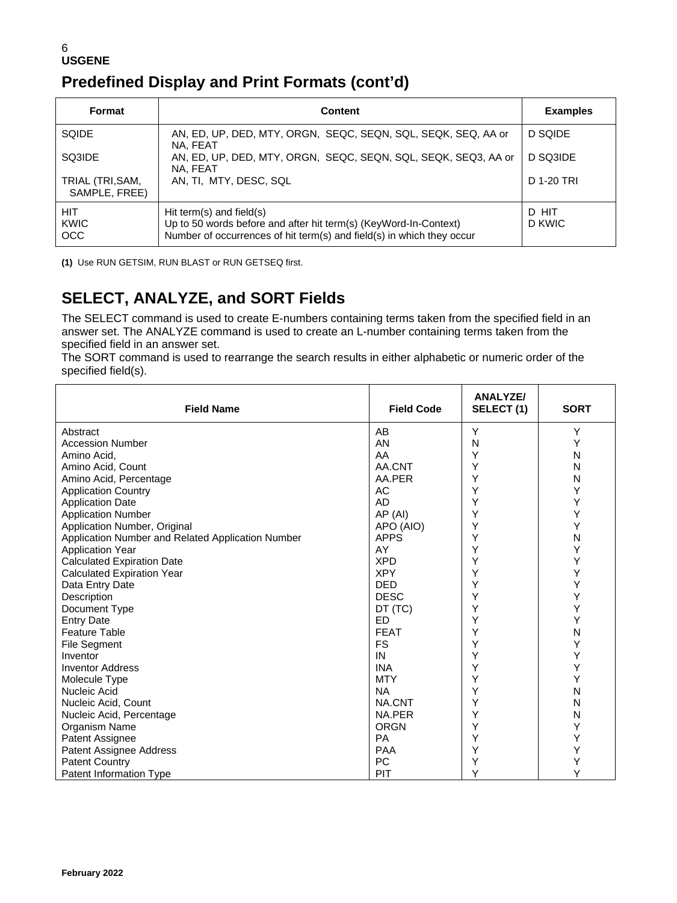## Predefined Display and Print Formats (cont'd)

| Format | Content | Examples |
|---|---|---|
| SQIDE | AN, ED, UP, DED, MTY, ORGN, SEQC, SEQN, SQL, SEQK, SEQ, AA or NA, FEAT | D SQIDE |
| SQ3IDE | AN, ED, UP, DED, MTY, ORGN, SEQC, SEQN, SQL, SEQK, SEQ3, AA or NA, FEAT | D SQ3IDE |
| TRIAL (TRI,SAM, SAMPLE, FREE) | AN, TI, MTY, DESC, SQL | D 1-20 TRI |
| HIT<br>KWIC<br>OCC | Hit term(s) and field(s)<br>Up to 50 words before and after hit term(s) (KeyWord-In-Context)<br>Number of occurrences of hit term(s) and field(s) in which they occur | D HIT<br>D KWIC |

**(1)** Use RUN GETSIM, RUN BLAST or RUN GETSEQ first.

## SELECT, ANALYZE, and SORT Fields

The SELECT command is used to create E-numbers containing terms taken from the specified field in an answer set. The ANALYZE command is used to create an L-number containing terms taken from the specified field in an answer set.
The SORT command is used to rearrange the search results in either alphabetic or numeric order of the specified field(s).

| Field Name | Field Code | ANALYZE/ SELECT (1) | SORT |
|---|---|---|---|
| Abstract | AB | Y | Y |
| Accession Number | AN | N | Y |
| Amino Acid, | AA | Y | N |
| Amino Acid, Count | AA.CNT | Y | N |
| Amino Acid, Percentage | AA.PER | Y | N |
| Application Country | AC | Y | Y |
| Application Date | AD | Y | Y |
| Application Number | AP (AI) | Y | Y |
| Application Number, Original | APO (AIO) | Y | Y |
| Application Number and Related Application Number | APPS | Y | N |
| Application Year | AY | Y | Y |
| Calculated Expiration Date | XPD | Y | Y |
| Calculated Expiration Year | XPY | Y | Y |
| Data Entry Date | DED | Y | Y |
| Description | DESC | Y | Y |
| Document Type | DT (TC) | Y | Y |
| Entry Date | ED | Y | Y |
| Feature Table | FEAT | Y | N |
| File Segment | FS | Y | Y |
| Inventor | IN | Y | Y |
| Inventor Address | INA | Y | Y |
| Molecule Type | MTY | Y | Y |
| Nucleic Acid | NA | Y | N |
| Nucleic Acid, Count | NA.CNT | Y | N |
| Nucleic Acid, Percentage | NA.PER | Y | N |
| Organism Name | ORGN | Y | Y |
| Patent Assignee | PA | Y | Y |
| Patent Assignee Address | PAA | Y | Y |
| Patent Country | PC | Y | Y |
| Patent Information Type | PIT | Y | Y |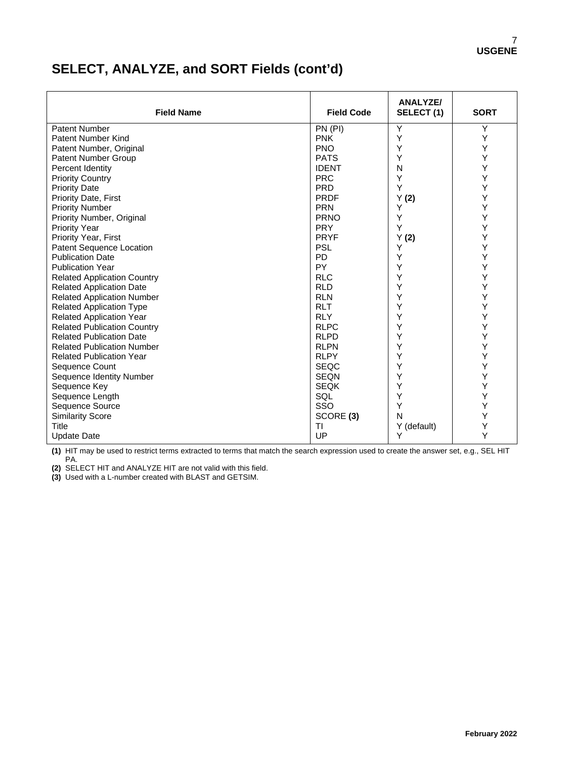## SELECT, ANALYZE, and SORT Fields (cont'd)

| Field Name | Field Code | ANALYZE/ SELECT (1) | SORT |
|---|---|---|---|
| Patent Number | PN (PI) | Y | Y |
| Patent Number Kind | PNK | Y | Y |
| Patent Number, Original | PNO | Y | Y |
| Patent Number Group | PATS | Y | Y |
| Percent Identity | IDENT | N | Y |
| Priority Country | PRC | Y | Y |
| Priority Date | PRD | Y | Y |
| Priority Date, First | PRDF | Y **(2)** | Y |
| Priority Number | PRN | Y | Y |
| Priority Number, Original | PRNO | Y | Y |
| Priority Year | PRY | Y | Y |
| Priority Year, First | PRYF | Y **(2)** | Y |
| Patent Sequence Location | PSL | Y | Y |
| Publication Date | PD | Y | Y |
| Publication Year | PY | Y | Y |
| Related Application Country | RLC | Y | Y |
| Related Application Date | RLD | Y | Y |
| Related Application Number | RLN | Y | Y |
| Related Application Type | RLT | Y | Y |
| Related Application Year | RLY | Y | Y |
| Related Publication Country | RLPC | Y | Y |
| Related Publication Date | RLPD | Y | Y |
| Related Publication Number | RLPN | Y | Y |
| Related Publication Year | RLPY | Y | Y |
| Sequence Count | SEQC | Y | Y |
| Sequence Identity Number | SEQN | Y | Y |
| Sequence Key | SEQK | Y | Y |
| Sequence Length | SQL | Y | Y |
| Sequence Source | SSO | Y | Y |
| Similarity Score | SCORE **(3)** | N | Y |
| Title | TI | Y (default) | Y |
| Update Date | UP | Y | Y |

**(1)** HIT may be used to restrict terms extracted to terms that match the search expression used to create the answer set, e.g., SEL HIT PA.

**(2)** SELECT HIT and ANALYZE HIT are not valid with this field.

**(3)** Used with a L-number created with BLAST and GETSIM.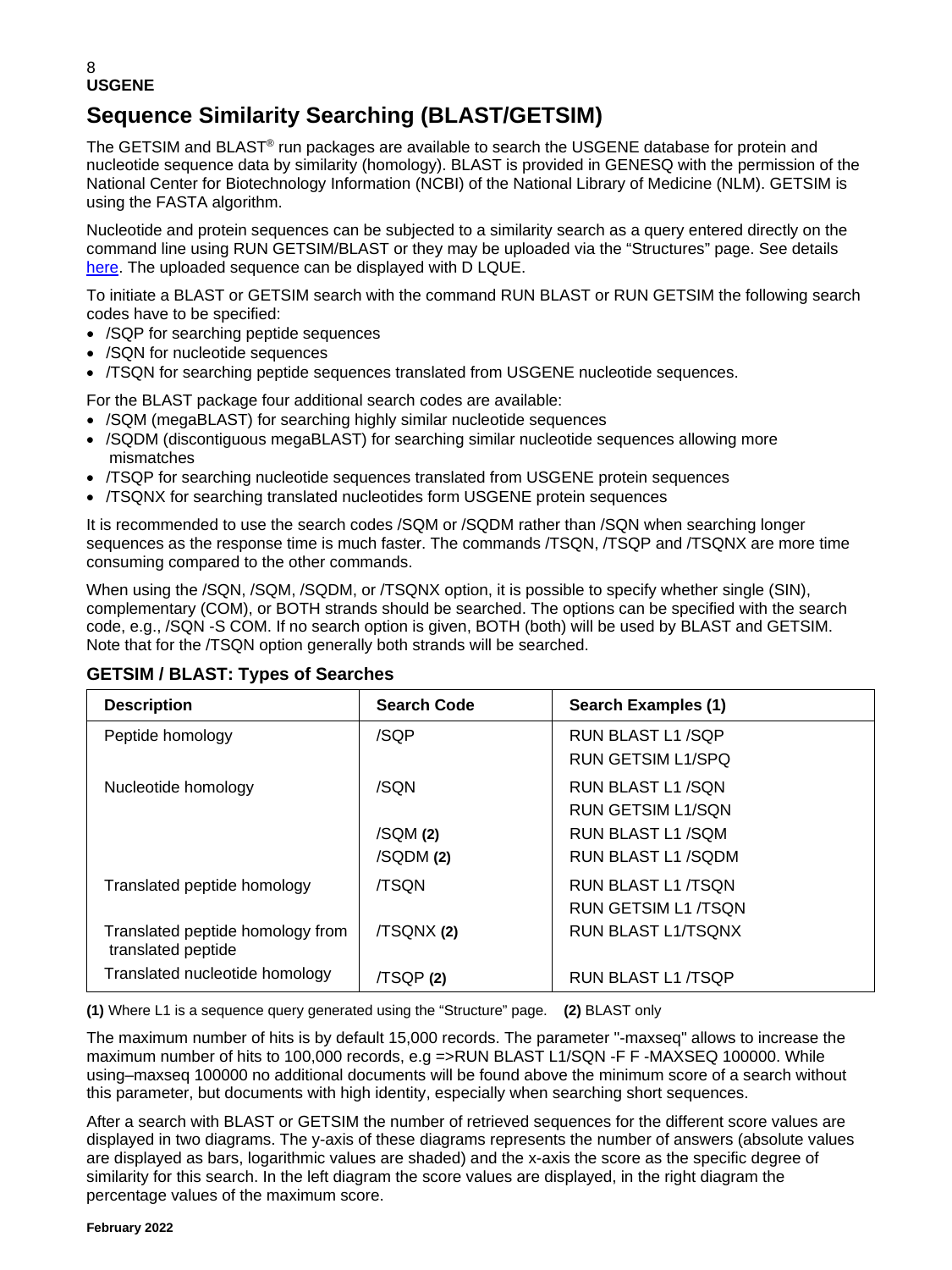# Sequence Similarity Searching (BLAST/GETSIM)

The GETSIM and BLAST® run packages are available to search the USGENE database for protein and nucleotide sequence data by similarity (homology). BLAST is provided in GENESQ with the permission of the National Center for Biotechnology Information (NCBI) of the National Library of Medicine (NLM). GETSIM is using the FASTA algorithm.

Nucleotide and protein sequences can be subjected to a similarity search as a query entered directly on the command line using RUN GETSIM/BLAST or they may be uploaded via the "Structures" page. See details here. The uploaded sequence can be displayed with D LQUE.

To initiate a BLAST or GETSIM search with the command RUN BLAST or RUN GETSIM the following search codes have to be specified:

- /SQP for searching peptide sequences
- /SQN for nucleotide sequences
- /TSQN for searching peptide sequences translated from USGENE nucleotide sequences.

For the BLAST package four additional search codes are available:

- /SQM (megaBLAST) for searching highly similar nucleotide sequences
- /SQDM (discontiguous megaBLAST) for searching similar nucleotide sequences allowing more mismatches
- /TSQP for searching nucleotide sequences translated from USGENE protein sequences
- /TSQNX for searching translated nucleotides form USGENE protein sequences

It is recommended to use the search codes /SQM or /SQDM rather than /SQN when searching longer sequences as the response time is much faster. The commands /TSQN, /TSQP and /TSQNX are more time consuming compared to the other commands.

When using the /SQN, /SQM, /SQDM, or /TSQNX option, it is possible to specify whether single (SIN), complementary (COM), or BOTH strands should be searched. The options can be specified with the search code, e.g., /SQN -S COM. If no search option is given, BOTH (both) will be used by BLAST and GETSIM. Note that for the /TSQN option generally both strands will be searched.

### GETSIM / BLAST: Types of Searches

| Description | Search Code | Search Examples (1) |
|---|---|---|
| Peptide homology | /SQP | RUN BLAST L1 /SQP<br>RUN GETSIM L1/SPQ |
| Nucleotide homology | /SQN | RUN BLAST L1 /SQN<br>RUN GETSIM L1/SQN |
| | /SQM **(2)** | RUN BLAST L1 /SQM |
| | /SQDM **(2)** | RUN BLAST L1 /SQDM |
| Translated peptide homology | /TSQN | RUN BLAST L1 /TSQN<br>RUN GETSIM L1 /TSQN |
| Translated peptide homology from translated peptide | /TSQNX **(2)** | RUN BLAST L1/TSQNX |
| Translated nucleotide homology | /TSQP **(2)** | RUN BLAST L1 /TSQP |

**(1)** Where L1 is a sequence query generated using the "Structure" page. **(2)** BLAST only

The maximum number of hits is by default 15,000 records. The parameter "-maxseq" allows to increase the maximum number of hits to 100,000 records, e.g =>RUN BLAST L1/SQN -F F -MAXSEQ 100000. While using–maxseq 100000 no additional documents will be found above the minimum score of a search without this parameter, but documents with high identity, especially when searching short sequences.

After a search with BLAST or GETSIM the number of retrieved sequences for the different score values are displayed in two diagrams. The y-axis of these diagrams represents the number of answers (absolute values are displayed as bars, logarithmic values are shaded) and the x-axis the score as the specific degree of similarity for this search. In the left diagram the score values are displayed, in the right diagram the percentage values of the maximum score.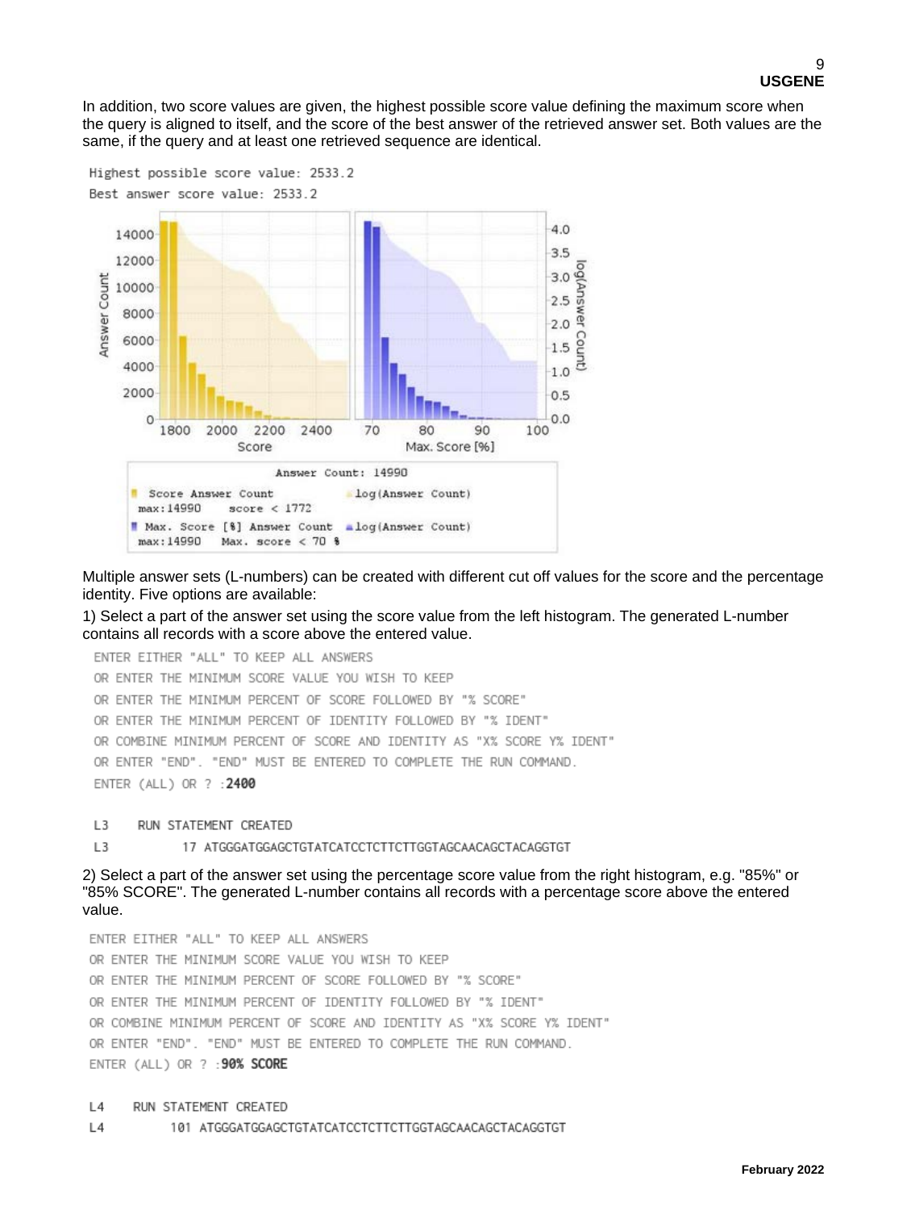In addition, two score values are given, the highest possible score value defining the maximum score when the query is aligned to itself, and the score of the best answer of the retrieved answer set. Both values are the same, if the query and at least one retrieved sequence are identical.

```
Highest possible score value: 2533.2
Best answer score value: 2533.2
```

```
Answer Count: 14990
Score Answer Count          log(Answer Count)
max:14990    score < 1772
Max. Score [%] Answer Count   log(Answer Count)
max:14990    Max. score < 70 %
```

Multiple answer sets (L-numbers) can be created with different cut off values for the score and the percentage identity. Five options are available:

1) Select a part of the answer set using the score value from the left histogram. The generated L-number contains all records with a score above the entered value.

```
ENTER EITHER "ALL" TO KEEP ALL ANSWERS
OR ENTER THE MINIMUM SCORE VALUE YOU WISH TO KEEP
OR ENTER THE MINIMUM PERCENT OF SCORE FOLLOWED BY "% SCORE"
OR ENTER THE MINIMUM PERCENT OF IDENTITY FOLLOWED BY "% IDENT"
OR COMBINE MINIMUM PERCENT OF SCORE AND IDENTITY AS "X% SCORE Y% IDENT"
OR ENTER "END". "END" MUST BE ENTERED TO COMPLETE THE RUN COMMAND.
ENTER (ALL) OR ? :2400

L3     RUN STATEMENT CREATED
L3          17 ATGGGATGGAGCTGTATCATCCTCTTCTTGGTAGCAACAGCTACAGGTGT
```

2) Select a part of the answer set using the percentage score value from the right histogram, e.g. "85%" or "85% SCORE". The generated L-number contains all records with a percentage score above the entered value.

```
ENTER EITHER "ALL" TO KEEP ALL ANSWERS
OR ENTER THE MINIMUM SCORE VALUE YOU WISH TO KEEP
OR ENTER THE MINIMUM PERCENT OF SCORE FOLLOWED BY "% SCORE"
OR ENTER THE MINIMUM PERCENT OF IDENTITY FOLLOWED BY "% IDENT"
OR COMBINE MINIMUM PERCENT OF SCORE AND IDENTITY AS "X% SCORE Y% IDENT"
OR ENTER "END". "END" MUST BE ENTERED TO COMPLETE THE RUN COMMAND.
ENTER (ALL) OR ? :90% SCORE

L4     RUN STATEMENT CREATED
L4         101 ATGGGATGGAGCTGTATCATCCTCTTCTTGGTAGCAACAGCTACAGGTGT
```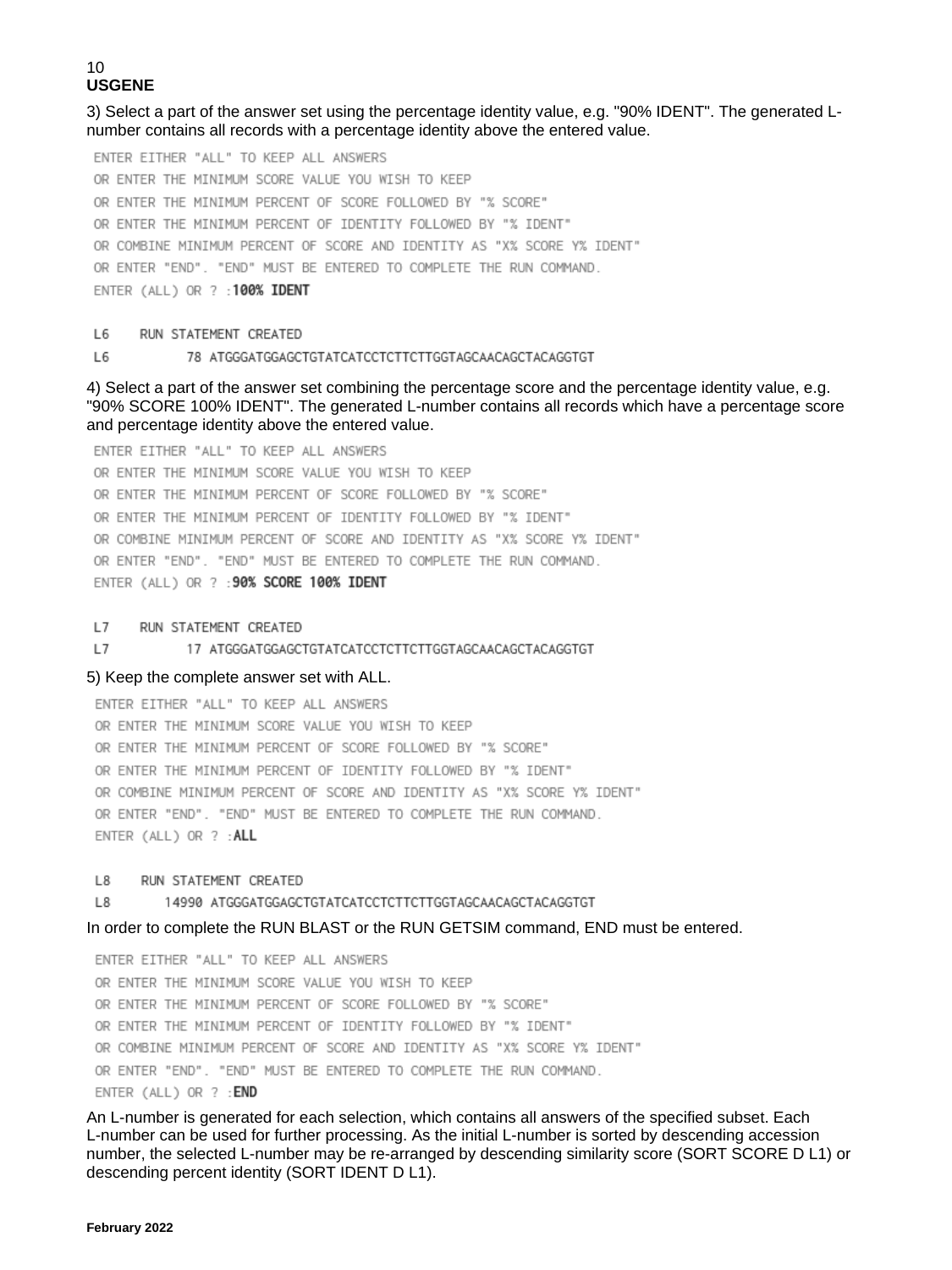3) Select a part of the answer set using the percentage identity value, e.g. "90% IDENT". The generated L-number contains all records with a percentage identity above the entered value.

```
ENTER EITHER "ALL" TO KEEP ALL ANSWERS
OR ENTER THE MINIMUM SCORE VALUE YOU WISH TO KEEP
OR ENTER THE MINIMUM PERCENT OF SCORE FOLLOWED BY "% SCORE"
OR ENTER THE MINIMUM PERCENT OF IDENTITY FOLLOWED BY "% IDENT"
OR COMBINE MINIMUM PERCENT OF SCORE AND IDENTITY AS "X% SCORE Y% IDENT"
OR ENTER "END". "END" MUST BE ENTERED TO COMPLETE THE RUN COMMAND.
ENTER (ALL) OR ? :100% IDENT

L6    RUN STATEMENT CREATED
L6          78 ATGGGATGGAGCTGTATCATCCTCTTCTTGGTAGCAACAGCTACAGGTGT
```

4) Select a part of the answer set combining the percentage score and the percentage identity value, e.g. "90% SCORE 100% IDENT". The generated L-number contains all records which have a percentage score and percentage identity above the entered value.

```
ENTER EITHER "ALL" TO KEEP ALL ANSWERS
OR ENTER THE MINIMUM SCORE VALUE YOU WISH TO KEEP
OR ENTER THE MINIMUM PERCENT OF SCORE FOLLOWED BY "% SCORE"
OR ENTER THE MINIMUM PERCENT OF IDENTITY FOLLOWED BY "% IDENT"
OR COMBINE MINIMUM PERCENT OF SCORE AND IDENTITY AS "X% SCORE Y% IDENT"
OR ENTER "END". "END" MUST BE ENTERED TO COMPLETE THE RUN COMMAND.
ENTER (ALL) OR ? :90% SCORE 100% IDENT

L7    RUN STATEMENT CREATED
L7          17 ATGGGATGGAGCTGTATCATCCTCTTCTTGGTAGCAACAGCTACAGGTGT
```

5) Keep the complete answer set with ALL.

```
ENTER EITHER "ALL" TO KEEP ALL ANSWERS
OR ENTER THE MINIMUM SCORE VALUE YOU WISH TO KEEP
OR ENTER THE MINIMUM PERCENT OF SCORE FOLLOWED BY "% SCORE"
OR ENTER THE MINIMUM PERCENT OF IDENTITY FOLLOWED BY "% IDENT"
OR COMBINE MINIMUM PERCENT OF SCORE AND IDENTITY AS "X% SCORE Y% IDENT"
OR ENTER "END". "END" MUST BE ENTERED TO COMPLETE THE RUN COMMAND.
ENTER (ALL) OR ? :ALL

L8    RUN STATEMENT CREATED
L8       14990 ATGGGATGGAGCTGTATCATCCTCTTCTTGGTAGCAACAGCTACAGGTGT
```

In order to complete the RUN BLAST or the RUN GETSIM command, END must be entered.

```
ENTER EITHER "ALL" TO KEEP ALL ANSWERS
OR ENTER THE MINIMUM SCORE VALUE YOU WISH TO KEEP
OR ENTER THE MINIMUM PERCENT OF SCORE FOLLOWED BY "% SCORE"
OR ENTER THE MINIMUM PERCENT OF IDENTITY FOLLOWED BY "% IDENT"
OR COMBINE MINIMUM PERCENT OF SCORE AND IDENTITY AS "X% SCORE Y% IDENT"
OR ENTER "END". "END" MUST BE ENTERED TO COMPLETE THE RUN COMMAND.
ENTER (ALL) OR ? :END
```

An L-number is generated for each selection, which contains all answers of the specified subset. Each L-number can be used for further processing. As the initial L-number is sorted by descending accession number, the selected L-number may be re-arranged by descending similarity score (SORT SCORE D L1) or descending percent identity (SORT IDENT D L1).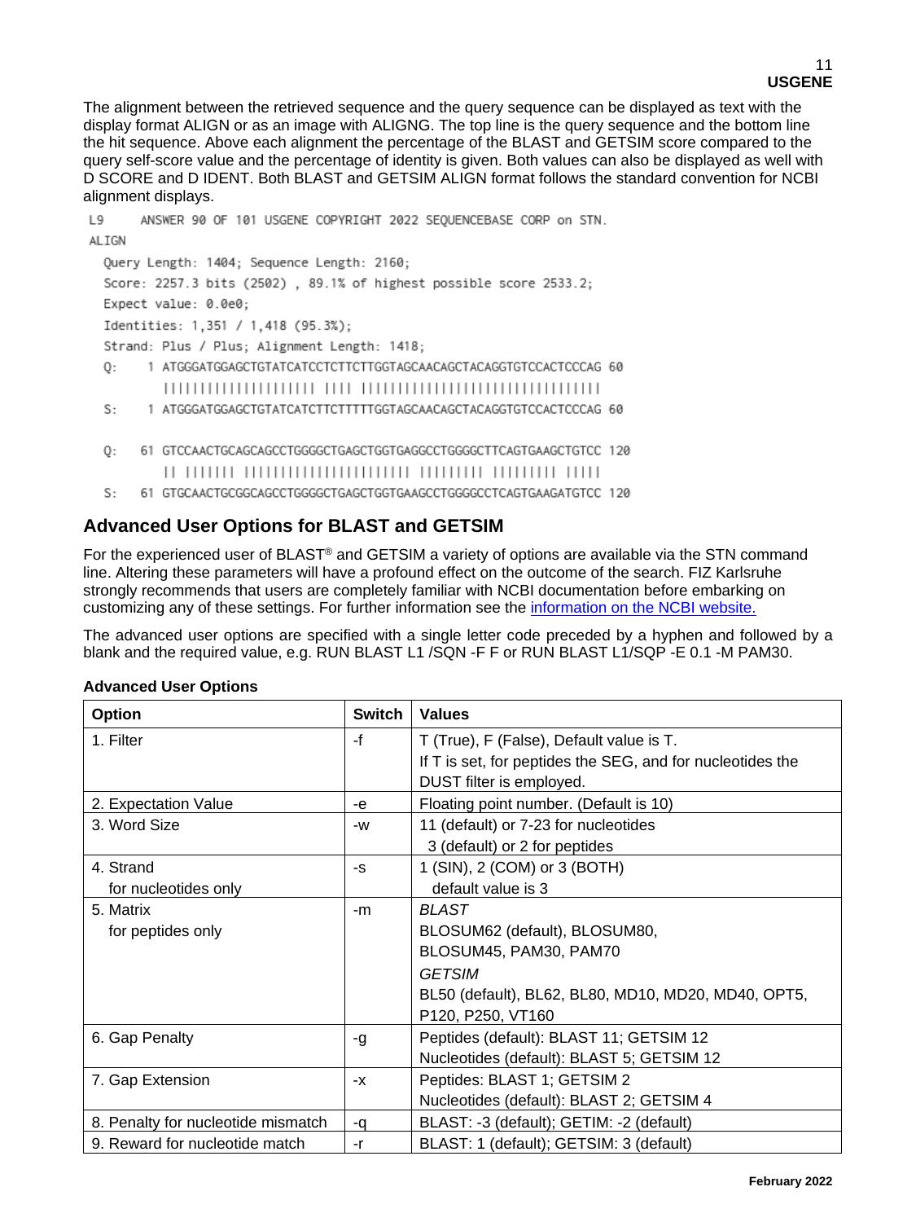The alignment between the retrieved sequence and the query sequence can be displayed as text with the display format ALIGN or as an image with ALIGNG. The top line is the query sequence and the bottom line the hit sequence. Above each alignment the percentage of the BLAST and GETSIM score compared to the query self-score value and the percentage of identity is given. Both values can also be displayed as well with D SCORE and D IDENT. Both BLAST and GETSIM ALIGN format follows the standard convention for NCBI alignment displays.

```
L9     ANSWER 90 OF 101 USGENE COPYRIGHT 2022 SEQUENCEBASE CORP on STN.
ALIGN
  Query Length: 1404; Sequence Length: 2160;
  Score: 2257.3 bits (2502) , 89.1% of highest possible score 2533.2;
  Expect value: 0.0e0;
  Identities: 1,351 / 1,418 (95.3%);
  Strand: Plus / Plus; Alignment Length: 1418;
  Q:     1 ATGGGATGGAGCTGTATCATCCTCTTCTTGGTAGCAACAGCTACAGGTGTCCACTCCCAG 60
           |||||||||||||||||||| |||| |||||||||||||||||||||||||||||||||
  S:     1 ATGGGATGGAGCTGTATCATCTTCTTTTTGGTAGCAACAGCTACAGGTGTCCACTCCCAG 60

  Q:    61 GTCCAACTGCAGCAGCCTGGGGCTGAGCTGGTGAGGCCTGGGGCTTCAGTGAAGCTGTCC 120
           || ||||||| |||||||||||||||||||||| ||||||||| ||||||||| |||||
  S:    61 GTGCAACTGCGGCAGCCTGGGGCTGAGCTGGTGAAGCCTGGGGCCTCAGTGAAGATGTCC 120
```

## Advanced User Options for BLAST and GETSIM

For the experienced user of BLAST® and GETSIM a variety of options are available via the STN command line. Altering these parameters will have a profound effect on the outcome of the search. FIZ Karlsruhe strongly recommends that users are completely familiar with NCBI documentation before embarking on customizing any of these settings. For further information see the information on the NCBI website.

The advanced user options are specified with a single letter code preceded by a hyphen and followed by a blank and the required value, e.g. RUN BLAST L1 /SQN -F F or RUN BLAST L1/SQP -E 0.1 -M PAM30.

**Advanced User Options**

| Option | Switch | Values |
|---|---|---|
| 1. Filter | -f | T (True), F (False), Default value is T.<br>If T is set, for peptides the SEG, and for nucleotides the DUST filter is employed. |
| 2. Expectation Value | -e | Floating point number. (Default is 10) |
| 3. Word Size | -w | 11 (default) or 7-23 for nucleotides<br>3 (default) or 2 for peptides |
| 4. Strand<br>for nucleotides only | -s | 1 (SIN), 2 (COM) or 3 (BOTH)<br>default value is 3 |
| 5. Matrix<br>for peptides only | -m | *BLAST*<br>BLOSUM62 (default), BLOSUM80, BLOSUM45, PAM30, PAM70<br>*GETSIM*<br>BL50 (default), BL62, BL80, MD10, MD20, MD40, OPT5, P120, P250, VT160 |
| 6. Gap Penalty | -g | Peptides (default): BLAST 11; GETSIM 12<br>Nucleotides (default): BLAST 5; GETSIM 12 |
| 7. Gap Extension | -x | Peptides: BLAST 1; GETSIM 2<br>Nucleotides (default): BLAST 2; GETSIM 4 |
| 8. Penalty for nucleotide mismatch | -q | BLAST: -3 (default); GETIM: -2 (default) |
| 9. Reward for nucleotide match | -r | BLAST: 1 (default); GETSIM: 3 (default) |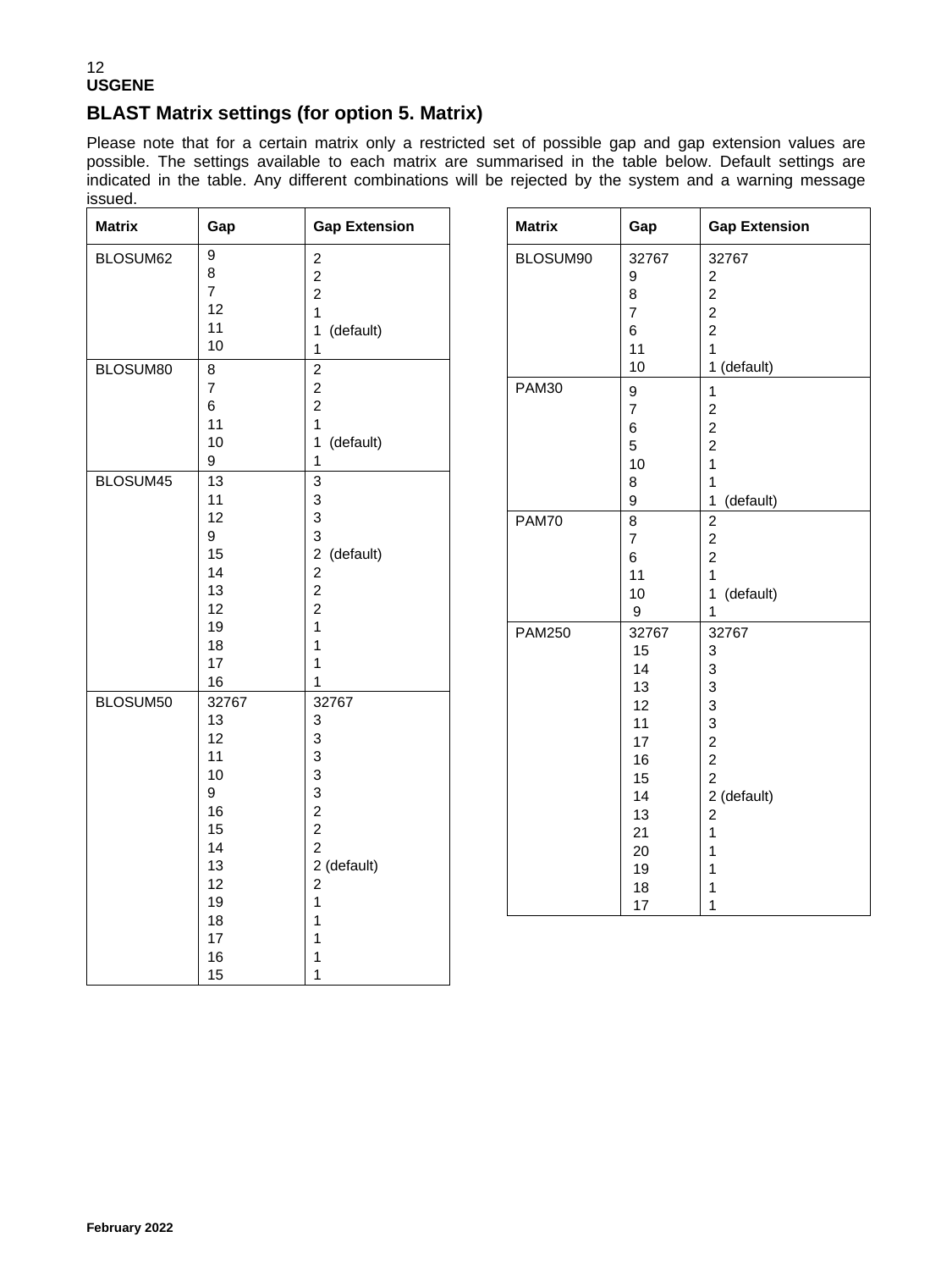## BLAST Matrix settings (for option 5. Matrix)

Please note that for a certain matrix only a restricted set of possible gap and gap extension values are possible. The settings available to each matrix are summarised in the table below. Default settings are indicated in the table. Any different combinations will be rejected by the system and a warning message issued.

| Matrix | Gap | Gap Extension |
|---|---|---|
| BLOSUM62 | 9 | 2 |
| | 8 | 2 |
| | 7 | 2 |
| | 12 | 1 |
| | 11 | 1 (default) |
| | 10 | 1 |
| BLOSUM80 | 8 | 2 |
| | 7 | 2 |
| | 6 | 2 |
| | 11 | 1 |
| | 10 | 1 (default) |
| | 9 | 1 |
| BLOSUM45 | 13 | 3 |
| | 11 | 3 |
| | 12 | 3 |
| | 9 | 3 |
| | 15 | 2 (default) |
| | 14 | 2 |
| | 13 | 2 |
| | 12 | 2 |
| | 19 | 1 |
| | 18 | 1 |
| | 17 | 1 |
| | 16 | 1 |
| BLOSUM50 | 32767 | 32767 |
| | 13 | 3 |
| | 12 | 3 |
| | 11 | 3 |
| | 10 | 3 |
| | 9 | 3 |
| | 16 | 2 |
| | 15 | 2 |
| | 14 | 2 |
| | 13 | 2 (default) |
| | 12 | 2 |
| | 19 | 1 |
| | 18 | 1 |
| | 17 | 1 |
| | 16 | 1 |
| | 15 | 1 |

| Matrix | Gap | Gap Extension |
|---|---|---|
| BLOSUM90 | 32767 | 32767 |
| | 9 | 2 |
| | 8 | 2 |
| | 7 | 2 |
| | 6 | 2 |
| | 11 | 1 |
| | 10 | 1 (default) |
| PAM30 | 9 | 1 |
| | 7 | 2 |
| | 6 | 2 |
| | 5 | 2 |
| | 10 | 1 |
| | 8 | 1 |
| | 9 | 1 (default) |
| PAM70 | 8 | 2 |
| | 7 | 2 |
| | 6 | 2 |
| | 11 | 1 |
| | 10 | 1 (default) |
| | 9 | 1 |
| PAM250 | 32767 | 32767 |
| | 15 | 3 |
| | 14 | 3 |
| | 13 | 3 |
| | 12 | 3 |
| | 11 | 3 |
| | 17 | 2 |
| | 16 | 2 |
| | 15 | 2 |
| | 14 | 2 (default) |
| | 13 | 2 |
| | 21 | 1 |
| | 20 | 1 |
| | 19 | 1 |
| | 18 | 1 |
| | 17 | 1 |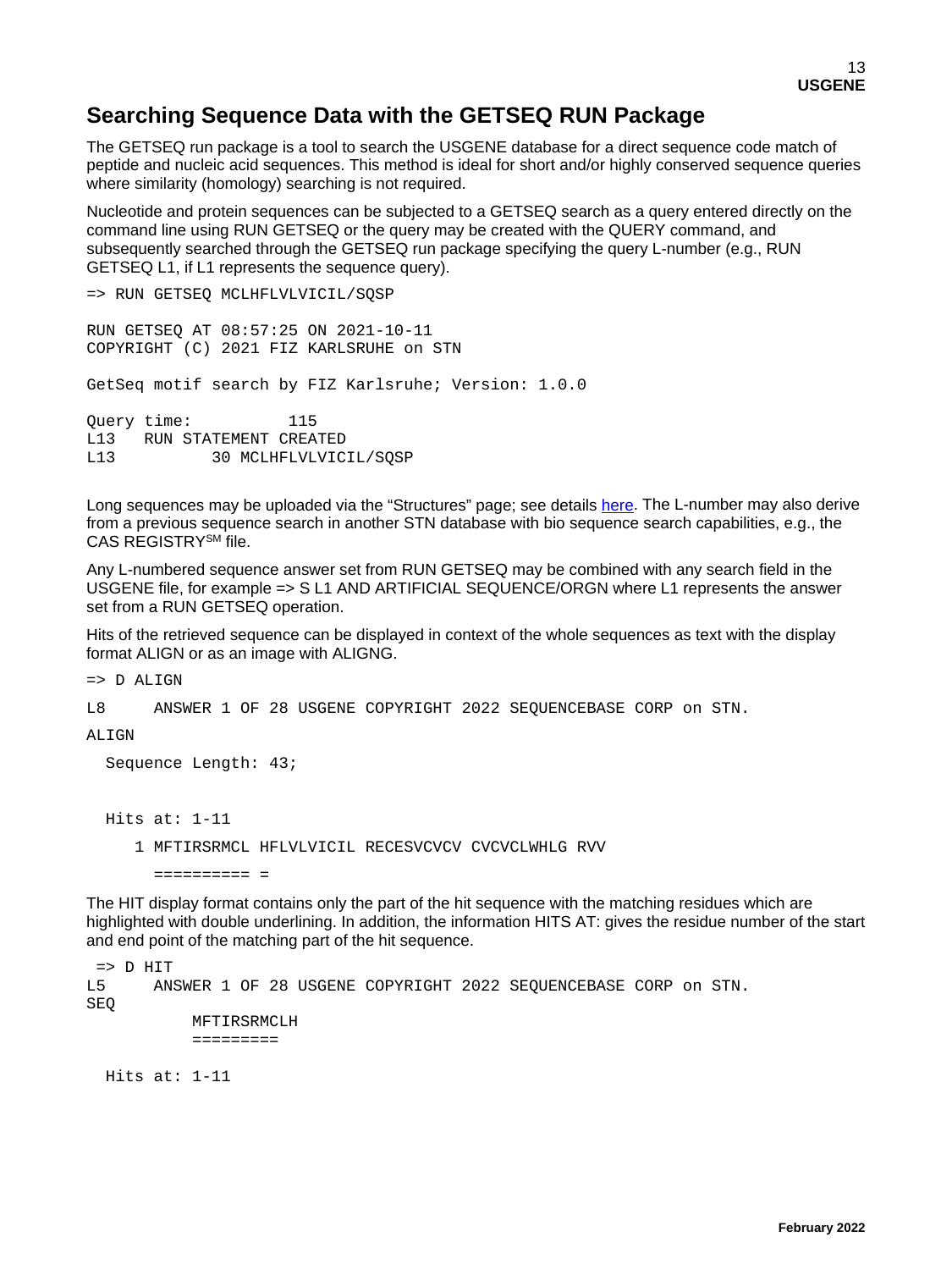## Searching Sequence Data with the GETSEQ RUN Package

The GETSEQ run package is a tool to search the USGENE database for a direct sequence code match of peptide and nucleic acid sequences. This method is ideal for short and/or highly conserved sequence queries where similarity (homology) searching is not required.

Nucleotide and protein sequences can be subjected to a GETSEQ search as a query entered directly on the command line using RUN GETSEQ or the query may be created with the QUERY command, and subsequently searched through the GETSEQ run package specifying the query L-number (e.g., RUN GETSEQ L1, if L1 represents the sequence query).

```
=> RUN GETSEQ MCLHFLVLVICIL/SQSP

RUN GETSEQ AT 08:57:25 ON 2021-10-11
COPYRIGHT (C) 2021 FIZ KARLSRUHE on STN

GetSeq motif search by FIZ Karlsruhe; Version: 1.0.0

Query time:          115
L13   RUN STATEMENT CREATED
L13          30 MCLHFLVLVICIL/SQSP
```

Long sequences may be uploaded via the "Structures" page; see details here. The L-number may also derive from a previous sequence search in another STN database with bio sequence search capabilities, e.g., the CAS REGISTRY[SM] file.

Any L-numbered sequence answer set from RUN GETSEQ may be combined with any search field in the USGENE file, for example => S L1 AND ARTIFICIAL SEQUENCE/ORGN where L1 represents the answer set from a RUN GETSEQ operation.

Hits of the retrieved sequence can be displayed in context of the whole sequences as text with the display format ALIGN or as an image with ALIGNG.

```
=> D ALIGN

L8     ANSWER 1 OF 28 USGENE COPYRIGHT 2022 SEQUENCEBASE CORP on STN.

ALIGN

  Sequence Length: 43;


  Hits at: 1-11

     1 MFTIRSRMCL HFLVLVICIL RECESVCVCV CVCVCLWHLG RVV

       ========== =
```

The HIT display format contains only the part of the hit sequence with the matching residues which are highlighted with double underlining. In addition, the information HITS AT: gives the residue number of the start and end point of the matching part of the hit sequence.

```
 => D HIT
L5     ANSWER 1 OF 28 USGENE COPYRIGHT 2022 SEQUENCEBASE CORP on STN.
SEQ
           MFTIRSRMCLH
           =========

  Hits at: 1-11
```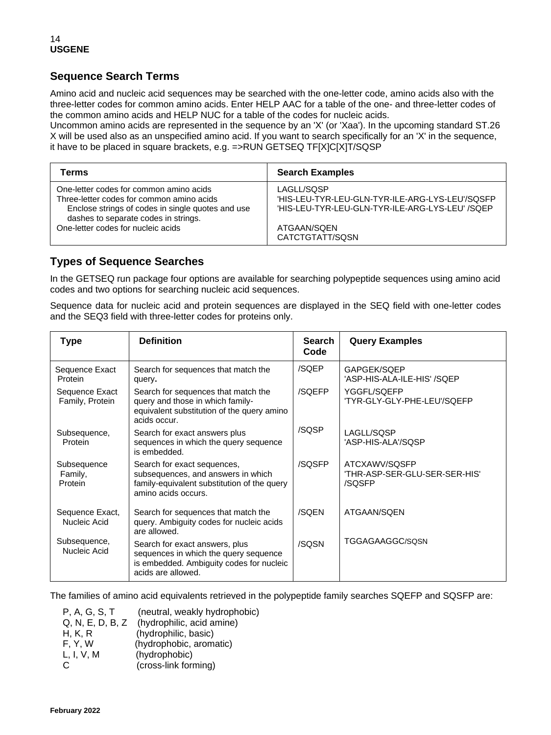## Sequence Search Terms

Amino acid and nucleic acid sequences may be searched with the one-letter code, amino acids also with the three-letter codes for common amino acids. Enter HELP AAC for a table of the one- and three-letter codes of the common amino acids and HELP NUC for a table of the codes for nucleic acids.
Uncommon amino acids are represented in the sequence by an 'X' (or 'Xaa'). In the upcoming standard ST.26 X will be used also as an unspecified amino acid. If you want to search specifically for an 'X' in the sequence, it have to be placed in square brackets, e.g. =>RUN GETSEQ TF[X]C[X]T/SQSP

| Terms | Search Examples |
|---|---|
| One-letter codes for common amino acids | LAGLL/SQSP |
| Three-letter codes for common amino acids<br>Enclose strings of codes in single quotes and use dashes to separate codes in strings. | 'HIS-LEU-TYR-LEU-GLN-TYR-ILE-ARG-LYS-LEU'/SQSFP<br>'HIS-LEU-TYR-LEU-GLN-TYR-ILE-ARG-LYS-LEU' /SQEP |
| One-letter codes for nucleic acids | ATGAAN/SQEN<br>CATCTGTATT/SQSN |

## Types of Sequence Searches

In the GETSEQ run package four options are available for searching polypeptide sequences using amino acid codes and two options for searching nucleic acid sequences.

Sequence data for nucleic acid and protein sequences are displayed in the SEQ field with one-letter codes and the SEQ3 field with three-letter codes for proteins only.

| Type | Definition | Search Code | Query Examples |
|---|---|---|---|
| Sequence Exact Protein | Search for sequences that match the query**.** | /SQEP | GAPGEK/SQEP<br>'ASP-HIS-ALA-ILE-HIS' /SQEP |
| Sequence Exact Family, Protein | Search for sequences that match the query and those in which family-equivalent substitution of the query amino acids occur. | /SQEFP | YGGFL/SQEFP<br>'TYR-GLY-GLY-PHE-LEU'/SQEFP |
| Subsequence, Protein | Search for exact answers plus sequences in which the query sequence is embedded. | /SQSP | LAGLL/SQSP<br>'ASP-HIS-ALA'/SQSP |
| Subsequence Family, Protein | Search for exact sequences, subsequences, and answers in which family-equivalent substitution of the query amino acids occurs. | /SQSFP | ATCXAWV/SQSFP<br>'THR-ASP-SER-GLU-SER-SER-HIS' /SQSFP |
| Sequence Exact, Nucleic Acid | Search for sequences that match the query. Ambiguity codes for nucleic acids are allowed. | /SQEN | ATGAAN/SQEN |
| Subsequence, Nucleic Acid | Search for exact answers, plus sequences in which the query sequence is embedded. Ambiguity codes for nucleic acids are allowed. | /SQSN | TGGAGAAGGC/SQSN |

The families of amino acid equivalents retrieved in the polypeptide family searches SQEFP and SQSFP are:

- P, A, G, S, T (neutral, weakly hydrophobic)
- Q, N, E, D, B, Z (hydrophilic, acid amine)
- H, K, R (hydrophilic, basic)
- F, Y, W (hydrophobic, aromatic)
- L, I, V, M (hydrophobic)
- C (cross-link forming)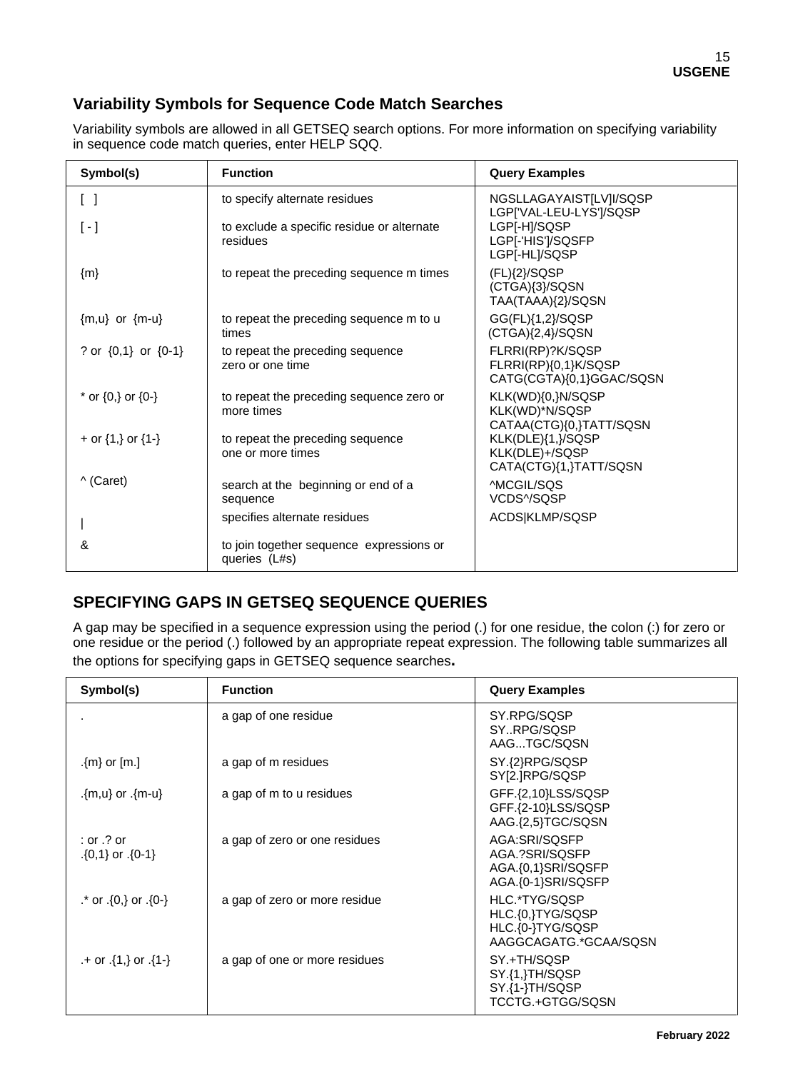## Variability Symbols for Sequence Code Match Searches

Variability symbols are allowed in all GETSEQ search options. For more information on specifying variability in sequence code match queries, enter HELP SQQ.

| Symbol(s) | Function | Query Examples |
|---|---|---|
| [ ] | to specify alternate residues | NGSLLAGAYAIST[LV]I/SQSP<br>LGP['VAL-LEU-LYS']/SQSP |
| [ - ] | to exclude a specific residue or alternate residues | LGP[-H]/SQSP<br>LGP[-'HIS']/SQSFP<br>LGP[-HL]/SQSP |
| {m} | to repeat the preceding sequence m times | (FL){2}/SQSP<br>(CTGA){3}/SQSN<br>TAA(TAAA){2}/SQSN |
| {m,u} or {m-u} | to repeat the preceding sequence m to u times | GG(FL){1,2}/SQSP<br>(CTGA){2,4}/SQSN |
| ? or {0,1} or {0-1} | to repeat the preceding sequence zero or one time | FLRRI(RP)?K/SQSP<br>FLRRI(RP){0,1}K/SQSP<br>CATG(CGTA){0,1}GGAC/SQSN |
| * or {0,} or {0-} | to repeat the preceding sequence zero or more times | KLK(WD){0,}N/SQSP<br>KLK(WD)*N/SQSP<br>CATAA(CTG){0,}TATT/SQSN |
| + or {1,} or {1-} | to repeat the preceding sequence one or more times | KLK(DLE){1,}/SQSP<br>KLK(DLE)+/SQSP<br>CATA(CTG){1,}TATT/SQSN |
| ^ (Caret) | search at the beginning or end of a sequence | ^MCGIL/SQS<br>VCDS^/SQSP |
| \| | specifies alternate residues | ACDS\|KLMP/SQSP |
| & | to join together sequence expressions or queries (L#s) | |

## SPECIFYING GAPS IN GETSEQ SEQUENCE QUERIES

A gap may be specified in a sequence expression using the period (.) for one residue, the colon (:) for zero or one residue or the period (.) followed by an appropriate repeat expression. The following table summarizes all the options for specifying gaps in GETSEQ sequence searches**.**

| Symbol(s) | Function | Query Examples |
|---|---|---|
| . | a gap of one residue | SY.RPG/SQSP<br>SY..RPG/SQSP<br>AAG...TGC/SQSN |
| .{m} or [m.] | a gap of m residues | SY.{2}RPG/SQSP<br>SY[2.]RPG/SQSP |
| .{m,u} or .{m-u} | a gap of m to u residues | GFF.{2,10}LSS/SQSP<br>GFF.{2-10}LSS/SQSP<br>AAG.{2,5}TGC/SQSN |
| : or .? or .{0,1} or .{0-1} | a gap of zero or one residues | AGA:SRI/SQSFP<br>AGA.?SRI/SQSFP<br>AGA.{0,1}SRI/SQSFP<br>AGA.{0-1}SRI/SQSFP |
| .* or .{0,} or .{0-} | a gap of zero or more residue | HLC.*TYG/SQSP<br>HLC.{0,}TYG/SQSP<br>HLC.{0-}TYG/SQSP<br>AAGGCAGATG.*GCAA/SQSN |
| .+ or .{1,} or .{1-} | a gap of one or more residues | SY.+TH/SQSP<br>SY.{1,}TH/SQSP<br>SY.{1-}TH/SQSP<br>TCCTG.+GTGG/SQSN |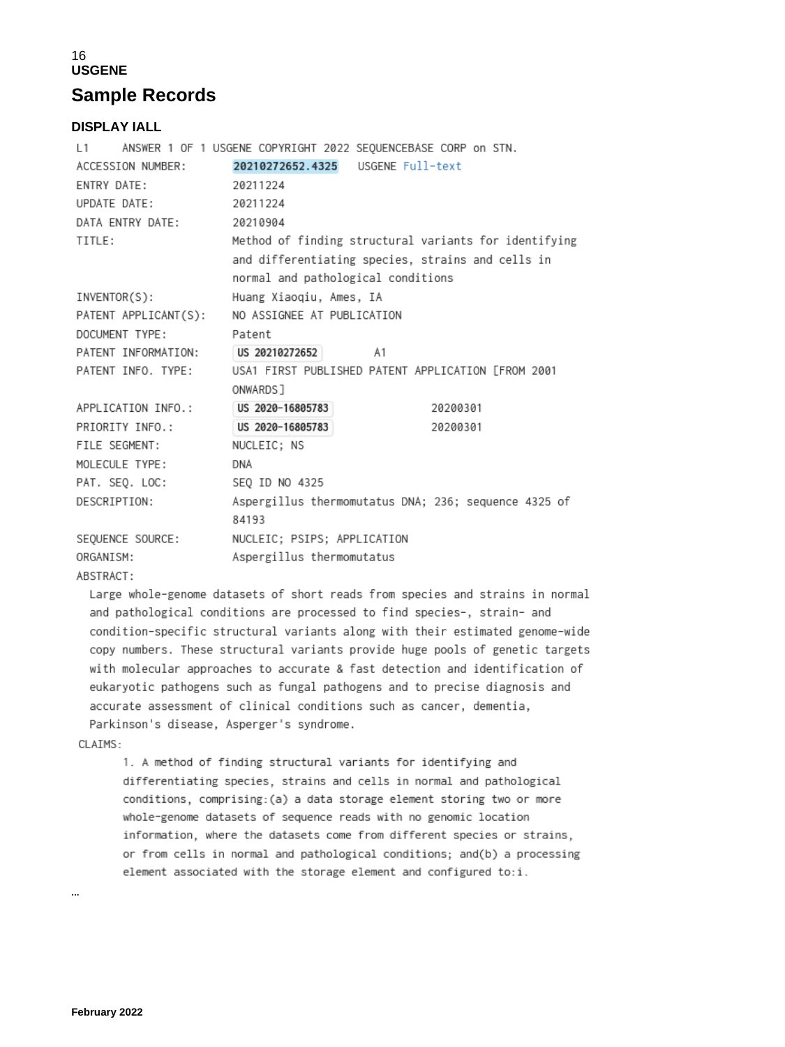# Sample Records

### DISPLAY IALL

```
L1     ANSWER 1 OF 1 USGENE COPYRIGHT 2022 SEQUENCEBASE CORP on STN.
ACCESSION NUMBER:       20210272652.4325   USGENE Full-text
ENTRY DATE:             20211224
UPDATE DATE:            20211224
DATA ENTRY DATE:        20210904
TITLE:                  Method of finding structural variants for identifying
                        and differentiating species, strains and cells in
                        normal and pathological conditions
INVENTOR(S):            Huang Xiaoqiu, Ames, IA
PATENT APPLICANT(S):    NO ASSIGNEE AT PUBLICATION
DOCUMENT TYPE:          Patent
PATENT INFORMATION:     US 20210272652        A1
PATENT INFO. TYPE:      USA1 FIRST PUBLISHED PATENT APPLICATION [FROM 2001
                        ONWARDS]
APPLICATION INFO.:      US 2020-16805783              20200301
PRIORITY INFO.:         US 2020-16805783              20200301
FILE SEGMENT:           NUCLEIC; NS
MOLECULE TYPE:          DNA
PAT. SEQ. LOC:          SEQ ID NO 4325
DESCRIPTION:            Aspergillus thermomutatus DNA; 236; sequence 4325 of
                        84193
SEQUENCE SOURCE:        NUCLEIC; PSIPS; APPLICATION
ORGANISM:               Aspergillus thermomutatus
ABSTRACT:
  Large whole-genome datasets of short reads from species and strains in normal
  and pathological conditions are processed to find species-, strain- and
  condition-specific structural variants along with their estimated genome-wide
  copy numbers. These structural variants provide huge pools of genetic targets
  with molecular approaches to accurate & fast detection and identification of
  eukaryotic pathogens such as fungal pathogens and to precise diagnosis and
  accurate assessment of clinical conditions such as cancer, dementia,
  Parkinson's disease, Asperger's syndrome.
CLAIMS:
        1. A method of finding structural variants for identifying and
        differentiating species, strains and cells in normal and pathological
        conditions, comprising:(a) a data storage element storing two or more
        whole-genome datasets of sequence reads with no genomic location
        information, where the datasets come from different species or strains,
        or from cells in normal and pathological conditions; and(b) a processing
        element associated with the storage element and configured to:i.
```

...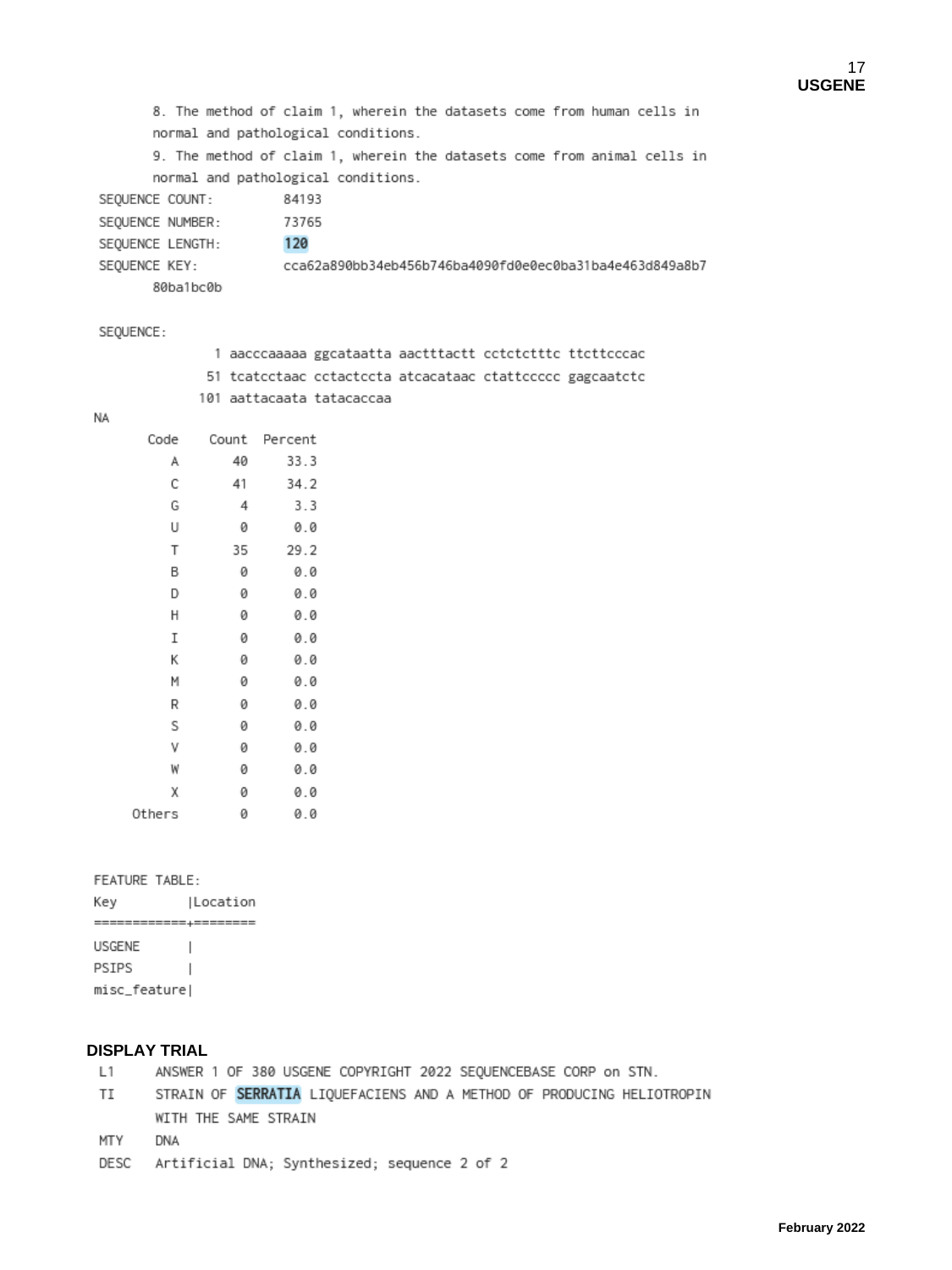8. The method of claim 1, wherein the datasets come from human cells in normal and pathological conditions.

9. The method of claim 1, wherein the datasets come from animal cells in normal and pathological conditions.

```
SEQUENCE COUNT:         84193
SEQUENCE NUMBER:        73765
SEQUENCE LENGTH:        120
SEQUENCE KEY:           cca62a890bb34eb456b746ba4090fd0e0ec0ba31ba4e463d849a8b7
       80ba1bc0b

SEQUENCE:
           1 aacccaaaaa ggcataatta aactttactt cctctctttc ttcttcccac
          51 tcatcctaac cctactccta atcacataac ctattccccc gagcaatctc
         101 aattacaata tatacaccaa
NA
```

| Code | Count | Percent |
|---|---|---|
| A | 40 | 33.3 |
| C | 41 | 34.2 |
| G | 4 | 3.3 |
| U | 0 | 0.0 |
| T | 35 | 29.2 |
| B | 0 | 0.0 |
| D | 0 | 0.0 |
| H | 0 | 0.0 |
| I | 0 | 0.0 |
| K | 0 | 0.0 |
| M | 0 | 0.0 |
| R | 0 | 0.0 |
| S | 0 | 0.0 |
| V | 0 | 0.0 |
| W | 0 | 0.0 |
| X | 0 | 0.0 |
| Others | 0 | 0.0 |

```
FEATURE TABLE:
Key         |Location
============+========
USGENE      |
PSIPS       |
misc_feature|
```

**DISPLAY TRIAL**

```
L1     ANSWER 1 OF 380 USGENE COPYRIGHT 2022 SEQUENCEBASE CORP on STN.
TI     STRAIN OF SERRATIA LIQUEFACIENS AND A METHOD OF PRODUCING HELIOTROPIN
       WITH THE SAME STRAIN
MTY    DNA
DESC   Artificial DNA; Synthesized; sequence 2 of 2
```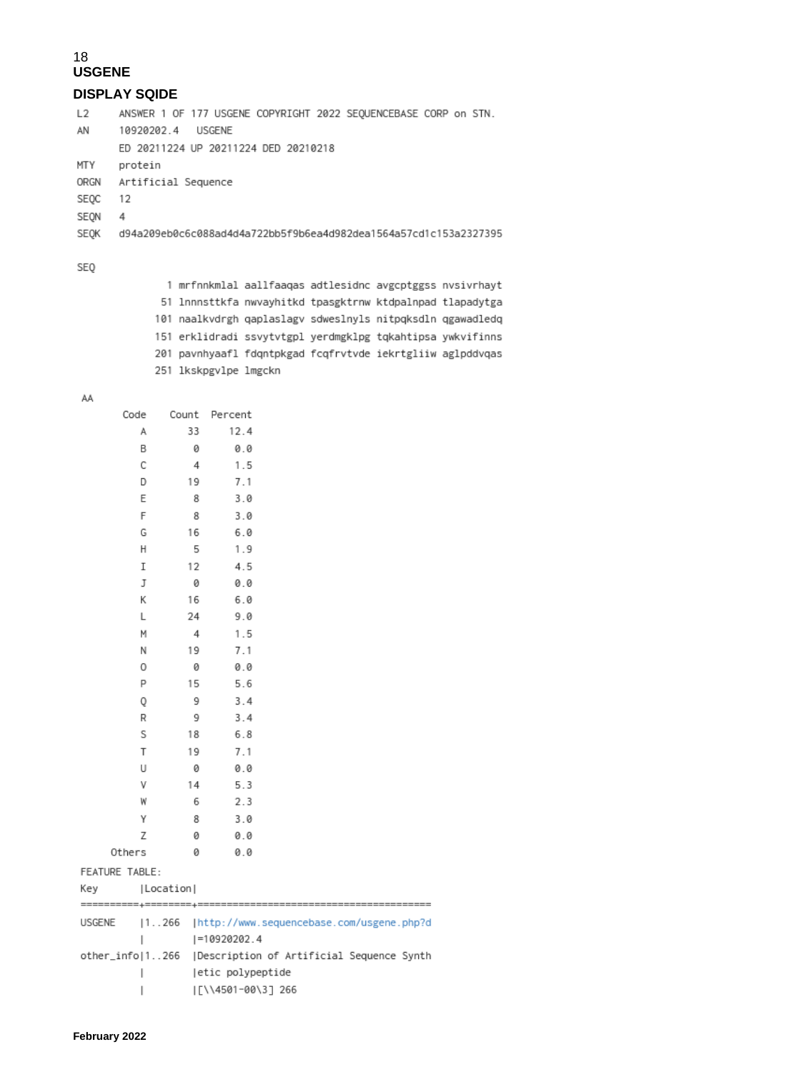## USGENE

### DISPLAY SQIDE

```
L2      ANSWER 1 OF 177 USGENE COPYRIGHT 2022 SEQUENCEBASE CORP on STN.
AN      10920202.4    USGENE
        ED 20211224 UP 20211224 DED 20210218
MTY     protein
ORGN    Artificial Sequence
SEQC    12
SEQN    4
SEQK    d94a209eb0c6c088ad4d4a722bb5f9b6ea4d982dea1564a57cd1c153a2327395

SEQ

          1 mrfnnkmlal aallfaaqas adtlesidnc avgcptggss nvsivrhayt
         51 lnnnsttkfa nwvayhitkd tpasgktrnw ktdpalnpad tlapadytga
        101 naalkvdrgh qaplaslagv sdweslnyls nitpqksdln qgawadledq
        151 erklidradi ssvytvtgpl yerdmgklpg tqkahtipsa ywkvifinns
        201 pavnhyaafl fdqntpkgad fcqfrvtvde iekrtgliiw aglpddvqas
        251 lkskpgvlpe lmgckn

AA
      Code     Count   Percent
         A        33      12.4
         B         0       0.0
         C         4       1.5
         D        19       7.1
         E         8       3.0
         F         8       3.0
         G        16       6.0
         H         5       1.9
         I        12       4.5
         J         0       0.0
         K        16       6.0
         L        24       9.0
         M         4       1.5
         N        19       7.1
         O         0       0.0
         P        15       5.6
         Q         9       3.4
         R         9       3.4
         S        18       6.8
         T        19       7.1
         U         0       0.0
         V        14       5.3
         W         6       2.3
         Y         8       3.0
         Z         0       0.0
    Others         0       0.0
FEATURE TABLE:
Key       |Location|
==========+========+========================================
USGENE    |1..266  |http://www.sequencebase.com/usgene.php?d
          |        |=10920202.4
other_info|1..266  |Description of Artificial Sequence Synth
          |        |etic polypeptide
          |        |[\\4501-00\3] 266
```

February 2022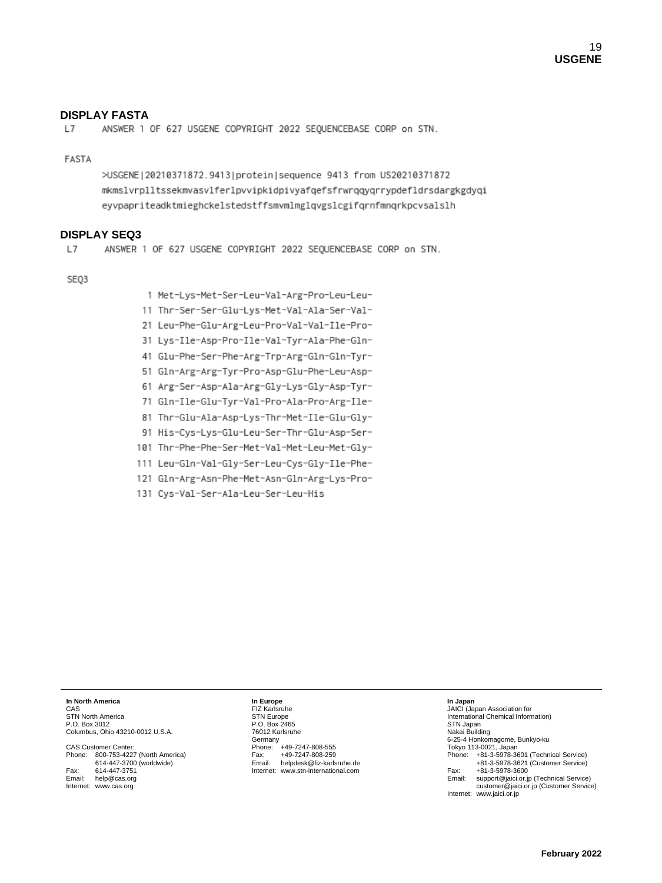### DISPLAY FASTA

```
L7      ANSWER 1 OF 627 USGENE COPYRIGHT 2022 SEQUENCEBASE CORP on STN.

FASTA
        >USGENE|20210371872.9413|protein|sequence 9413 from US20210371872
        mkmslvrplltssekmvasvlferlpvvipkidpivyafqefsfrwrqqyqrrypdefldrsdargkgdyqi
        eyvpapriteadktmieghckelstedstffsmvmlmglqvgslcgifqrnfmnqrkpcvsalslh
```

### DISPLAY SEQ3

```
L7      ANSWER 1 OF 627 USGENE COPYRIGHT 2022 SEQUENCEBASE CORP on STN.

SEQ3
          1 Met-Lys-Met-Ser-Leu-Val-Arg-Pro-Leu-Leu-
         11 Thr-Ser-Ser-Glu-Lys-Met-Val-Ala-Ser-Val-
         21 Leu-Phe-Glu-Arg-Leu-Pro-Val-Val-Ile-Pro-
         31 Lys-Ile-Asp-Pro-Ile-Val-Tyr-Ala-Phe-Gln-
         41 Glu-Phe-Ser-Phe-Arg-Trp-Arg-Gln-Gln-Tyr-
         51 Gln-Arg-Arg-Tyr-Pro-Asp-Glu-Phe-Leu-Asp-
         61 Arg-Ser-Asp-Ala-Arg-Gly-Lys-Gly-Asp-Tyr-
         71 Gln-Ile-Glu-Tyr-Val-Pro-Ala-Pro-Arg-Ile-
         81 Thr-Glu-Ala-Asp-Lys-Thr-Met-Ile-Glu-Gly-
         91 His-Cys-Lys-Glu-Leu-Ser-Thr-Glu-Asp-Ser-
        101 Thr-Phe-Phe-Ser-Met-Val-Met-Leu-Met-Gly-
        111 Leu-Gln-Val-Gly-Ser-Leu-Cys-Gly-Ile-Phe-
        121 Gln-Arg-Asn-Phe-Met-Asn-Gln-Arg-Lys-Pro-
        131 Cys-Val-Ser-Ala-Leu-Ser-Leu-His
```

**In North America**
CAS
STN North America
P.O. Box 3012
Columbus, Ohio 43210-0012 U.S.A.

CAS Customer Center:
Phone: 800-753-4227 (North America)
614-447-3700 (worldwide)
Fax: 614-447-3751
Email: help@cas.org
Internet: www.cas.org

**In Europe**
FIZ Karlsruhe
STN Europe
P.O. Box 2465
76012 Karlsruhe
Germany
Phone: +49-7247-808-555
Fax: +49-7247-808-259
Email: helpdesk@fiz-karlsruhe.de
Internet: www.stn-international.com

**In Japan**
JAICI (Japan Association for International Chemical Information)
STN Japan
Nakai Building
6-25-4 Honkomagome, Bunkyo-ku
Tokyo 113-0021, Japan
Phone: +81-3-5978-3601 (Technical Service)
+81-3-5978-3621 (Customer Service)
Fax: +81-3-5978-3600
Email: support@jaici.or.jp (Technical Service)
customer@jaici.or.jp (Customer Service)
Internet: www.jaici.or.jp

**February 2022**